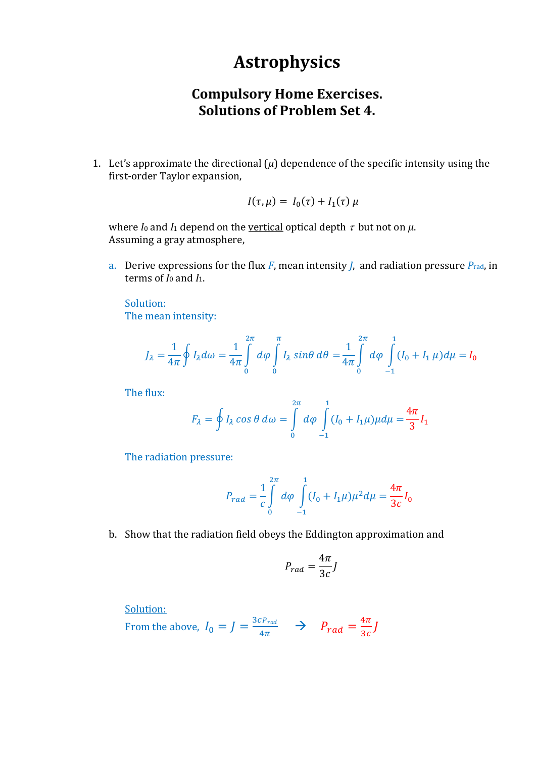# Astrophysics

## Compulsory Home Exercises.
## Solutions of Problem Set 4.

1. Let's approximate the directional ($\mu$) dependence of the specific intensity using the first-order Taylor expansion,

$$I(\tau,\mu) = I_0(\tau) + I_1(\tau)\,\mu$$

where $I_0$ and $I_1$ depend on the vertical optical depth $\tau$ but not on $\mu$.
Assuming a gray atmosphere,

   a. Derive expressions for the flux $F$, mean intensity $J$, and radiation pressure $P_{\text{rad}}$, in terms of $I_0$ and $I_1$.

   Solution:
   The mean intensity:

$$J_\lambda = \frac{1}{4\pi}\oint I_\lambda d\omega = \frac{1}{4\pi}\int_0^{2\pi} d\varphi \int_0^{\pi} I_\lambda \sin\theta\, d\theta = \frac{1}{4\pi}\int_0^{2\pi} d\varphi \int_{-1}^{1} (I_0 + I_1\,\mu) d\mu = I_0$$

   The flux:

$$F_\lambda = \oint I_\lambda \cos\theta\, d\omega = \int_0^{2\pi} d\varphi \int_{-1}^{1} (I_0 + I_1\mu)\mu d\mu = \frac{4\pi}{3} I_1$$

   The radiation pressure:

$$P_{rad} = \frac{1}{c}\int_0^{2\pi} d\varphi \int_{-1}^{1} (I_0 + I_1\mu)\mu^2 d\mu = \frac{4\pi}{3c} I_0$$

   b. Show that the radiation field obeys the Eddington approximation and

$$P_{rad} = \frac{4\pi}{3c} J$$

   Solution:
   From the above, $I_0 = J = \frac{3cP_{rad}}{4\pi}$ $\rightarrow$ $P_{rad} = \frac{4\pi}{3c} J$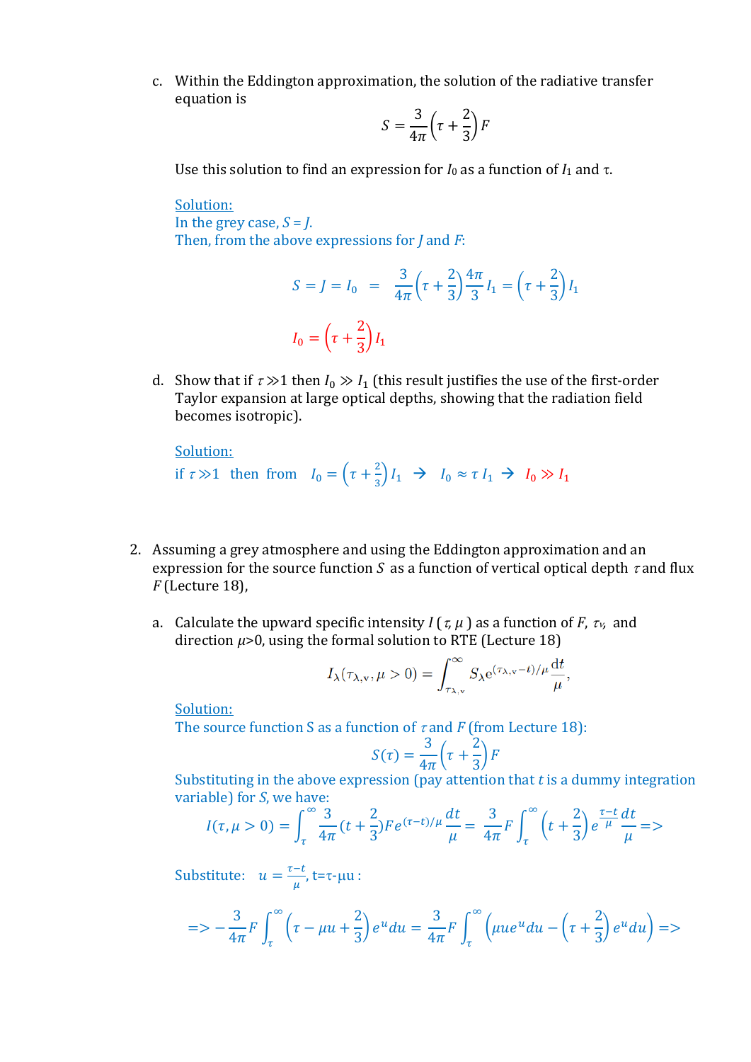c. Within the Eddington approximation, the solution of the radiative transfer equation is

$$S = \frac{3}{4\pi}\left(\tau + \frac{2}{3}\right)F$$

Use this solution to find an expression for $I_0$ as a function of $I_1$ and $\tau$.

Solution:
In the grey case, $S = J$.
Then, from the above expressions for $J$ and $F$:

$$S = J = I_0 \ = \ \frac{3}{4\pi}\left(\tau + \frac{2}{3}\right)\frac{4\pi}{3}I_1 = \left(\tau + \frac{2}{3}\right)I_1$$

$$I_0 = \left(\tau + \frac{2}{3}\right)I_1$$

d. Show that if $\tau \gg 1$ then $I_0 \gg I_1$ (this result justifies the use of the first-order Taylor expansion at large optical depths, showing that the radiation field becomes isotropic).

Solution:
if $\tau \gg 1$ then from $I_0 = \left(\tau + \frac{2}{3}\right)I_1 \ \rightarrow \ I_0 \approx \tau\, I_1 \ \rightarrow \ I_0 \gg I_1$

2. Assuming a grey atmosphere and using the Eddington approximation and an expression for the source function $S$ as a function of vertical optical depth $\tau$ and flux $F$ (Lecture 18),

a. Calculate the upward specific intensity $I(\tau, \mu)$ as a function of $F$, $\tau_v$, and direction $\mu$>0, using the formal solution to RTE (Lecture 18)

$$I_\lambda(\tau_{\lambda,\mathrm{v}}, \mu > 0) = \int_{\tau_{\lambda,\mathrm{v}}}^{\infty} S_\lambda \mathrm{e}^{(\tau_{\lambda,\mathrm{v}} - t)/\mu}\frac{\mathrm{d}t}{\mu},$$

Solution:
The source function S as a function of $\tau$ and $F$ (from Lecture 18):

$$S(\tau) = \frac{3}{4\pi}\left(\tau + \frac{2}{3}\right)F$$

Substituting in the above expression (pay attention that $t$ is a dummy integration variable) for $S$, we have:

$$I(\tau, \mu > 0) = \int_{\tau}^{\infty} \frac{3}{4\pi}\left(t + \frac{2}{3}\right)F e^{(\tau - t)/\mu}\frac{dt}{\mu} = \frac{3}{4\pi}F\int_{\tau}^{\infty}\left(t + \frac{2}{3}\right)e^{\frac{\tau - t}{\mu}}\frac{dt}{\mu} \Rightarrow$$

Substitute: $u = \frac{\tau - t}{\mu}$, t=τ-μu :

$$\Rightarrow -\frac{3}{4\pi}F\int_{\tau}^{\infty}\left(\tau - \mu u + \frac{2}{3}\right)e^{u}du = \frac{3}{4\pi}F\int_{\tau}^{\infty}\left(\mu u e^{u}du - \left(\tau + \frac{2}{3}\right)e^{u}du\right) \Rightarrow$$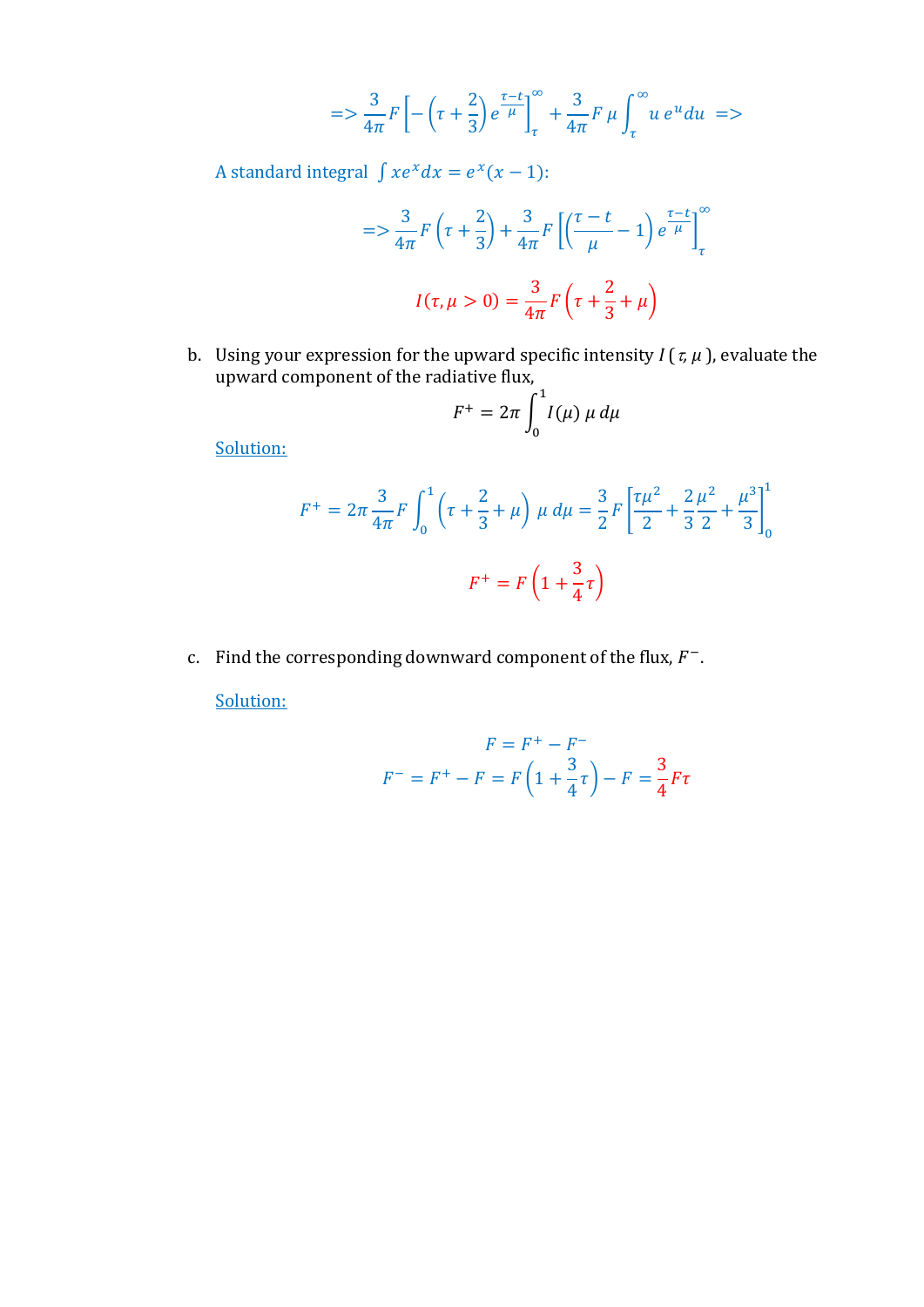$$=> \frac{3}{4\pi} F \left[ -\left(\tau + \frac{2}{3}\right) e^{\frac{\tau - t}{\mu}} \right]_{\tau}^{\infty} + \frac{3}{4\pi} F\,\mu \int_{\tau}^{\infty} u\, e^{u} du \;=>$$

A standard integral $\int x e^{x} dx = e^{x}(x-1)$:

$$=> \frac{3}{4\pi} F \left(\tau + \frac{2}{3}\right) + \frac{3}{4\pi} F \left[ \left( \frac{\tau - t}{\mu} - 1 \right) e^{\frac{\tau - t}{\mu}} \right]_{\tau}^{\infty}$$

$$I(\tau, \mu > 0) = \frac{3}{4\pi} F \left(\tau + \frac{2}{3} + \mu\right)$$

b. Using your expression for the upward specific intensity $I(\tau, \mu)$, evaluate the upward component of the radiative flux,

$$F^{+} = 2\pi \int_{0}^{1} I(\mu)\, \mu\, d\mu$$

Solution:

$$F^{+} = 2\pi \frac{3}{4\pi} F \int_{0}^{1} \left(\tau + \frac{2}{3} + \mu\right) \mu\, d\mu = \frac{3}{2} F \left[ \frac{\tau \mu^{2}}{2} + \frac{2}{3} \frac{\mu^{2}}{2} + \frac{\mu^{3}}{3} \right]_{0}^{1}$$

$$F^{+} = F \left(1 + \frac{3}{4}\tau\right)$$

c. Find the corresponding downward component of the flux, $F^{-}$.

Solution:

$$F = F^{+} - F^{-}$$

$$F^{-} = F^{+} - F = F\left(1 + \frac{3}{4}\tau\right) - F = \frac{3}{4} F \tau$$